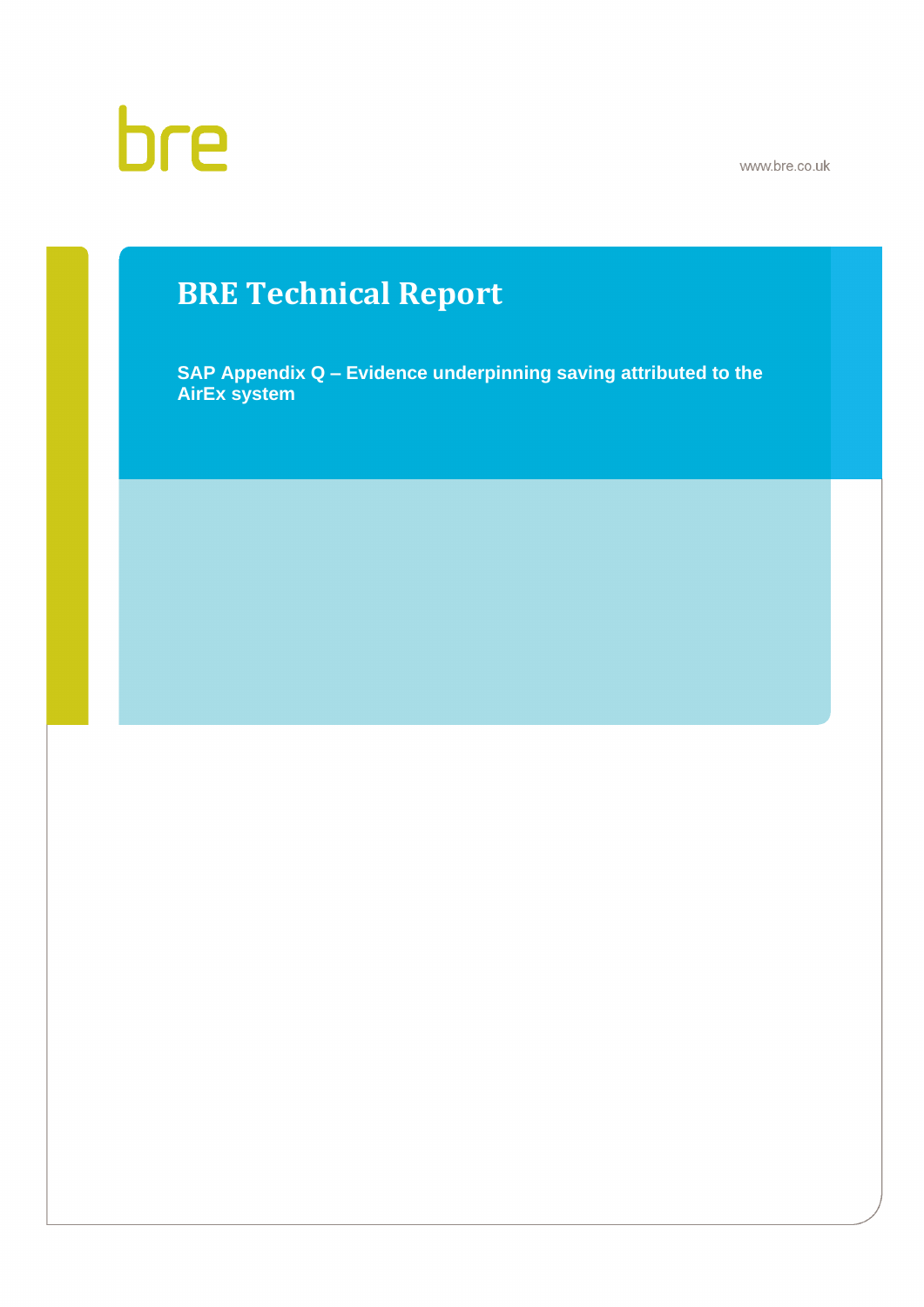bre

www.bre.co.uk

# BRE Technical Report

## SAP Appendix Q – Evidence underpinning saving attributed to the AirEx system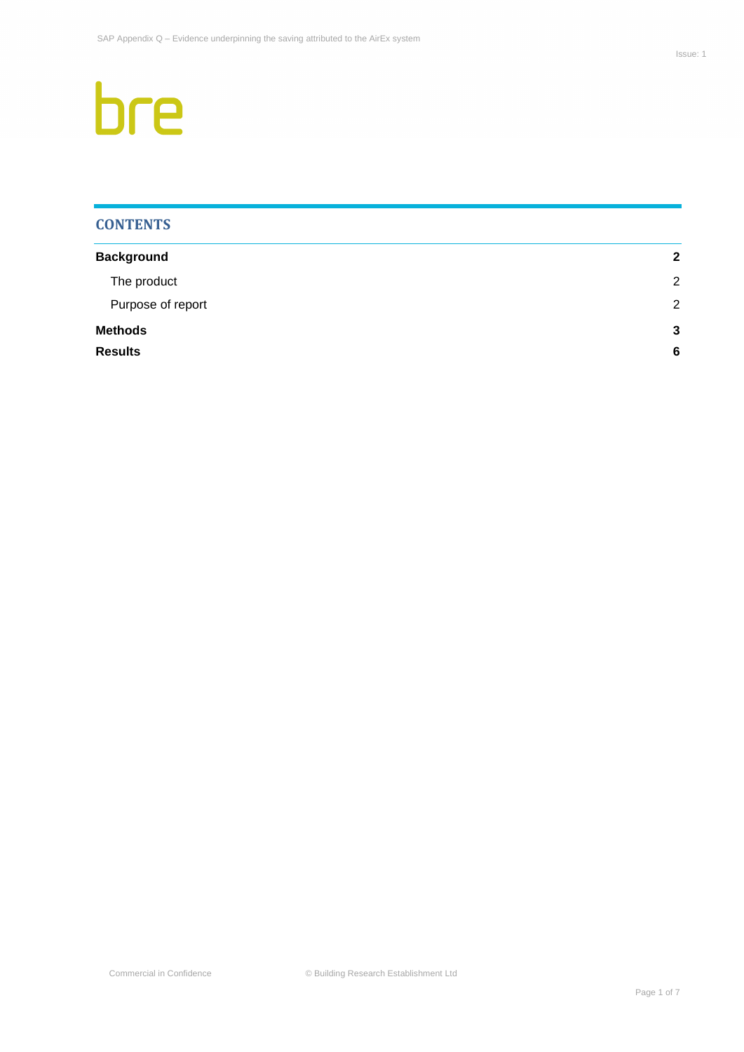bre

## CONTENTS

| | |
|---|---|
| **Background** | **2** |
| The product | 2 |
| Purpose of report | 2 |
| **Methods** | **3** |
| **Results** | **6** |

Commercial in Confidence © Building Research Establishment Ltd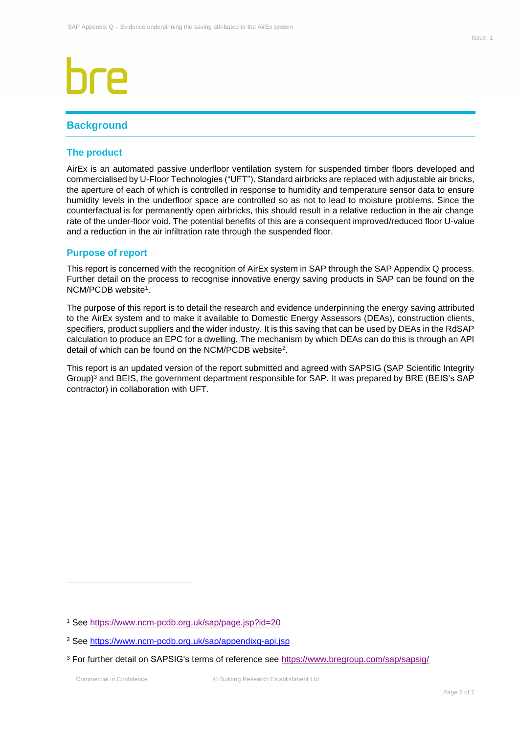## Background

### The product

AirEx is an automated passive underfloor ventilation system for suspended timber floors developed and commercialised by U-Floor Technologies ("UFT"). Standard airbricks are replaced with adjustable air bricks, the aperture of each of which is controlled in response to humidity and temperature sensor data to ensure humidity levels in the underfloor space are controlled so as not to lead to moisture problems. Since the counterfactual is for permanently open airbricks, this should result in a relative reduction in the air change rate of the under-floor void. The potential benefits of this are a consequent improved/reduced floor U-value and a reduction in the air infiltration rate through the suspended floor.

### Purpose of report

This report is concerned with the recognition of AirEx system in SAP through the SAP Appendix Q process. Further detail on the process to recognise innovative energy saving products in SAP can be found on the NCM/PCDB website[1].

The purpose of this report is to detail the research and evidence underpinning the energy saving attributed to the AirEx system and to make it available to Domestic Energy Assessors (DEAs), construction clients, specifiers, product suppliers and the wider industry. It is this saving that can be used by DEAs in the RdSAP calculation to produce an EPC for a dwelling. The mechanism by which DEAs can do this is through an API detail of which can be found on the NCM/PCDB website[2].

This report is an updated version of the report submitted and agreed with SAPSIG (SAP Scientific Integrity Group)[3] and BEIS, the government department responsible for SAP. It was prepared by BRE (BEIS's SAP contractor) in collaboration with UFT.

---

[1] See https://www.ncm-pcdb.org.uk/sap/page.jsp?id=20

[2] See https://www.ncm-pcdb.org.uk/sap/appendixq-api.jsp

[3] For further detail on SAPSIG's terms of reference see https://www.bregroup.com/sap/sapsig/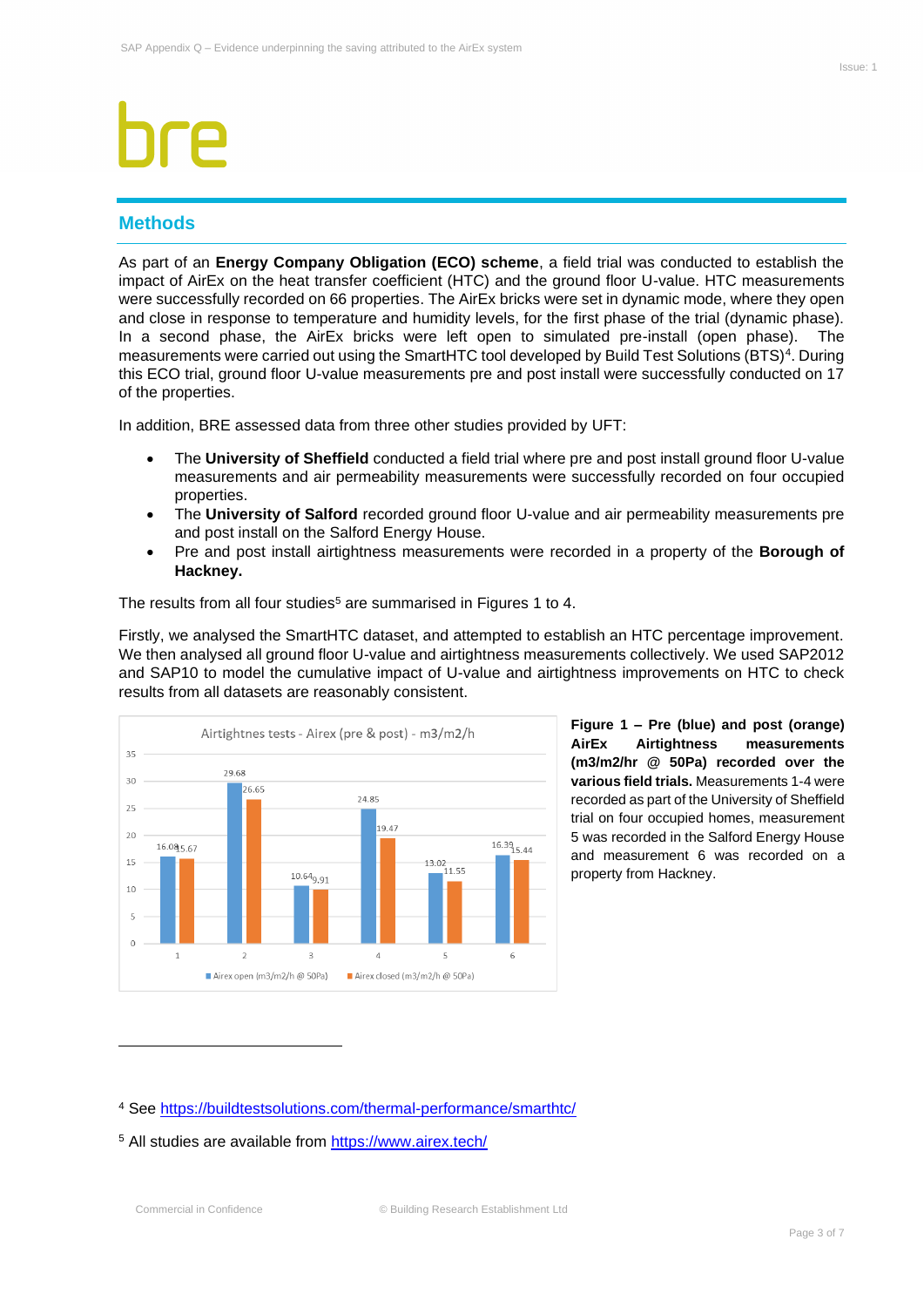## Methods

As part of an **Energy Company Obligation (ECO) scheme**, a field trial was conducted to establish the impact of AirEx on the heat transfer coefficient (HTC) and the ground floor U-value. HTC measurements were successfully recorded on 66 properties. The AirEx bricks were set in dynamic mode, where they open and close in response to temperature and humidity levels, for the first phase of the trial (dynamic phase). In a second phase, the AirEx bricks were left open to simulated pre-install (open phase). The measurements were carried out using the SmartHTC tool developed by Build Test Solutions (BTS)[4]. During this ECO trial, ground floor U-value measurements pre and post install were successfully conducted on 17 of the properties.

In addition, BRE assessed data from three other studies provided by UFT:

- The **University of Sheffield** conducted a field trial where pre and post install ground floor U-value measurements and air permeability measurements were successfully recorded on four occupied properties.
- The **University of Salford** recorded ground floor U-value and air permeability measurements pre and post install on the Salford Energy House.
- Pre and post install airtightness measurements were recorded in a property of the **Borough of Hackney.**

The results from all four studies[5] are summarised in Figures 1 to 4.

Firstly, we analysed the SmartHTC dataset, and attempted to establish an HTC percentage improvement. We then analysed all ground floor U-value and airtightness measurements collectively. We used SAP2012 and SAP10 to model the cumulative impact of U-value and airtightness improvements on HTC to check results from all datasets are reasonably consistent.

Airtightnes tests - Airex (pre & post) - m3/m2/h

| Measurement | Airex open (m3/m2/h @ 50Pa) | Airex closed (m3/m2/h @ 50Pa) |
|---|---|---|
| 1 | 16.08 | 15.67 |
| 2 | 29.68 | 26.65 |
| 3 | 10.64 | 9.91 |
| 4 | 24.85 | 19.47 |
| 5 | 13.02 | 11.55 |
| 6 | 16.39 | 15.44 |

**Figure 1 – Pre (blue) and post (orange) AirEx Airtightness measurements (m3/m2/hr @ 50Pa) recorded over the various field trials.** Measurements 1-4 were recorded as part of the University of Sheffield trial on four occupied homes, measurement 5 was recorded in the Salford Energy House and measurement 6 was recorded on a property from Hackney.

[4] See https://buildtestsolutions.com/thermal-performance/smarthtc/

[5] All studies are available from https://www.airex.tech/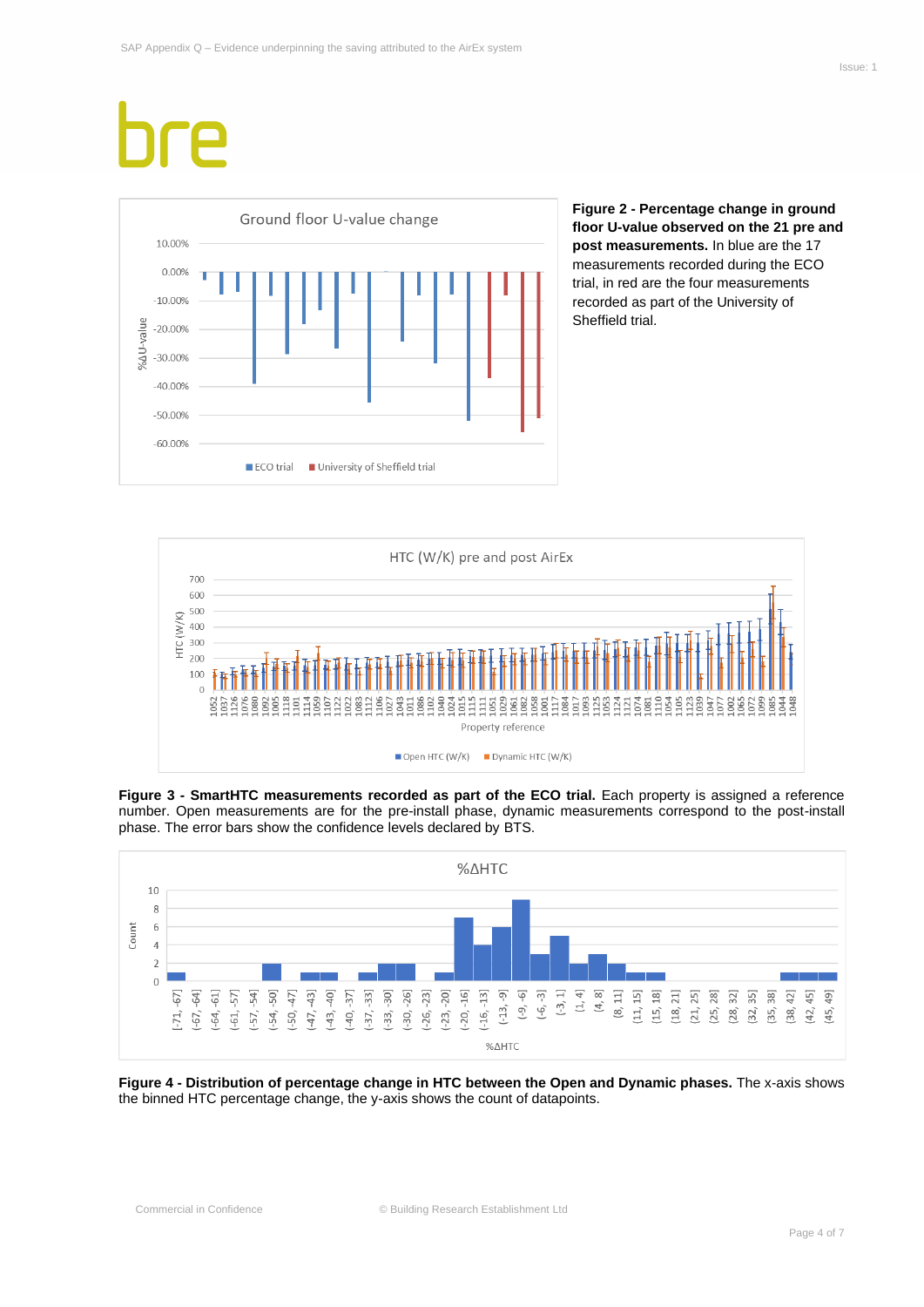**Figure 2 - Percentage change in ground floor U-value observed on the 21 pre and post measurements.** In blue are the 17 measurements recorded during the ECO trial, in red are the four measurements recorded as part of the University of Sheffield trial.

**Figure 3 - SmartHTC measurements recorded as part of the ECO trial.** Each property is assigned a reference number. Open measurements are for the pre-install phase, dynamic measurements correspond to the post-install phase. The error bars show the confidence levels declared by BTS.

**Figure 4 - Distribution of percentage change in HTC between the Open and Dynamic phases.** The x-axis shows the binned HTC percentage change, the y-axis shows the count of datapoints.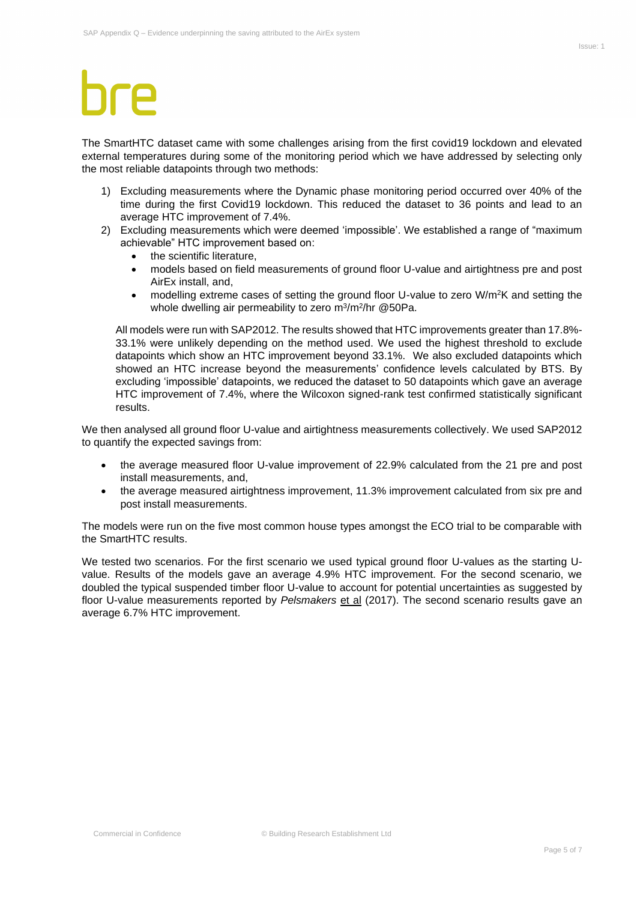The SmartHTC dataset came with some challenges arising from the first covid19 lockdown and elevated external temperatures during some of the monitoring period which we have addressed by selecting only the most reliable datapoints through two methods:

1) Excluding measurements where the Dynamic phase monitoring period occurred over 40% of the time during the first Covid19 lockdown. This reduced the dataset to 36 points and lead to an average HTC improvement of 7.4%.
2) Excluding measurements which were deemed 'impossible'. We established a range of "maximum achievable" HTC improvement based on:
   - the scientific literature,
   - models based on field measurements of ground floor U-value and airtightness pre and post AirEx install, and,
   - modelling extreme cases of setting the ground floor U-value to zero $W/m^2K$ and setting the whole dwelling air permeability to zero $m^3/m^2/hr$ @50Pa.

   All models were run with SAP2012. The results showed that HTC improvements greater than 17.8%-33.1% were unlikely depending on the method used. We used the highest threshold to exclude datapoints which show an HTC improvement beyond 33.1%. We also excluded datapoints which showed an HTC increase beyond the measurements' confidence levels calculated by BTS. By excluding 'impossible' datapoints, we reduced the dataset to 50 datapoints which gave an average HTC improvement of 7.4%, where the Wilcoxon signed-rank test confirmed statistically significant results.

We then analysed all ground floor U-value and airtightness measurements collectively. We used SAP2012 to quantify the expected savings from:

- the average measured floor U-value improvement of 22.9% calculated from the 21 pre and post install measurements, and,
- the average measured airtightness improvement, 11.3% improvement calculated from six pre and post install measurements.

The models were run on the five most common house types amongst the ECO trial to be comparable with the SmartHTC results.

We tested two scenarios. For the first scenario we used typical ground floor U-values as the starting U-value. Results of the models gave an average 4.9% HTC improvement. For the second scenario, we doubled the typical suspended timber floor U-value to account for potential uncertainties as suggested by floor U-value measurements reported by *Pelsmakers* et al (2017). The second scenario results gave an average 6.7% HTC improvement.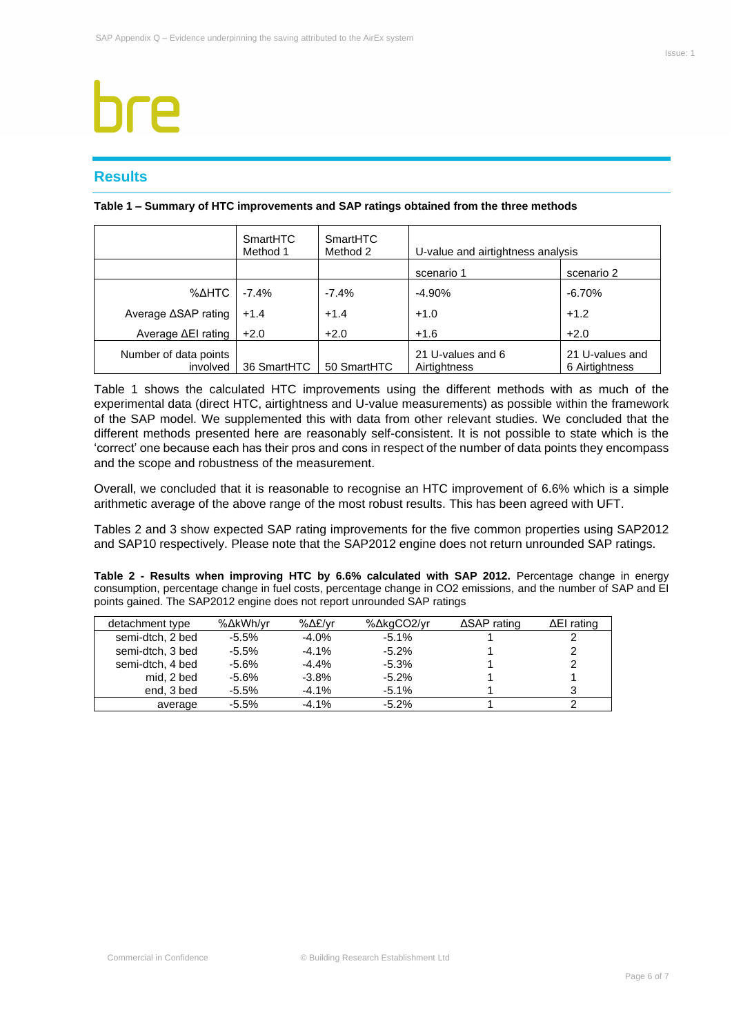## Results

**Table 1 – Summary of HTC improvements and SAP ratings obtained from the three methods**

| | SmartHTC Method 1 | SmartHTC Method 2 | U-value and airtightness analysis | |
|---|---|---|---|---|
| | | | scenario 1 | scenario 2 |
| %ΔHTC | -7.4% | -7.4% | -4.90% | -6.70% |
| Average ΔSAP rating | +1.4 | +1.4 | +1.0 | +1.2 |
| Average ΔEI rating | +2.0 | +2.0 | +1.6 | +2.0 |
| Number of data points involved | 36 SmartHTC | 50 SmartHTC | 21 U-values and 6 Airtightness | 21 U-values and 6 Airtightness |

Table 1 shows the calculated HTC improvements using the different methods with as much of the experimental data (direct HTC, airtightness and U-value measurements) as possible within the framework of the SAP model. We supplemented this with data from other relevant studies. We concluded that the different methods presented here are reasonably self-consistent. It is not possible to state which is the 'correct' one because each has their pros and cons in respect of the number of data points they encompass and the scope and robustness of the measurement.

Overall, we concluded that it is reasonable to recognise an HTC improvement of 6.6% which is a simple arithmetic average of the above range of the most robust results. This has been agreed with UFT.

Tables 2 and 3 show expected SAP rating improvements for the five common properties using SAP2012 and SAP10 respectively. Please note that the SAP2012 engine does not return unrounded SAP ratings.

**Table 2 - Results when improving HTC by 6.6% calculated with SAP 2012.** Percentage change in energy consumption, percentage change in fuel costs, percentage change in CO2 emissions, and the number of SAP and EI points gained. The SAP2012 engine does not report unrounded SAP ratings

| detachment type | %ΔkWh/yr | %Δ£/yr | %ΔkgCO2/yr | ΔSAP rating | ΔEI rating |
|---|---|---|---|---|---|
| semi-dtch, 2 bed | -5.5% | -4.0% | -5.1% | 1 | 2 |
| semi-dtch, 3 bed | -5.5% | -4.1% | -5.2% | 1 | 2 |
| semi-dtch, 4 bed | -5.6% | -4.4% | -5.3% | 1 | 2 |
| mid, 2 bed | -5.6% | -3.8% | -5.2% | 1 | 1 |
| end, 3 bed | -5.5% | -4.1% | -5.1% | 1 | 3 |
| average | -5.5% | -4.1% | -5.2% | 1 | 2 |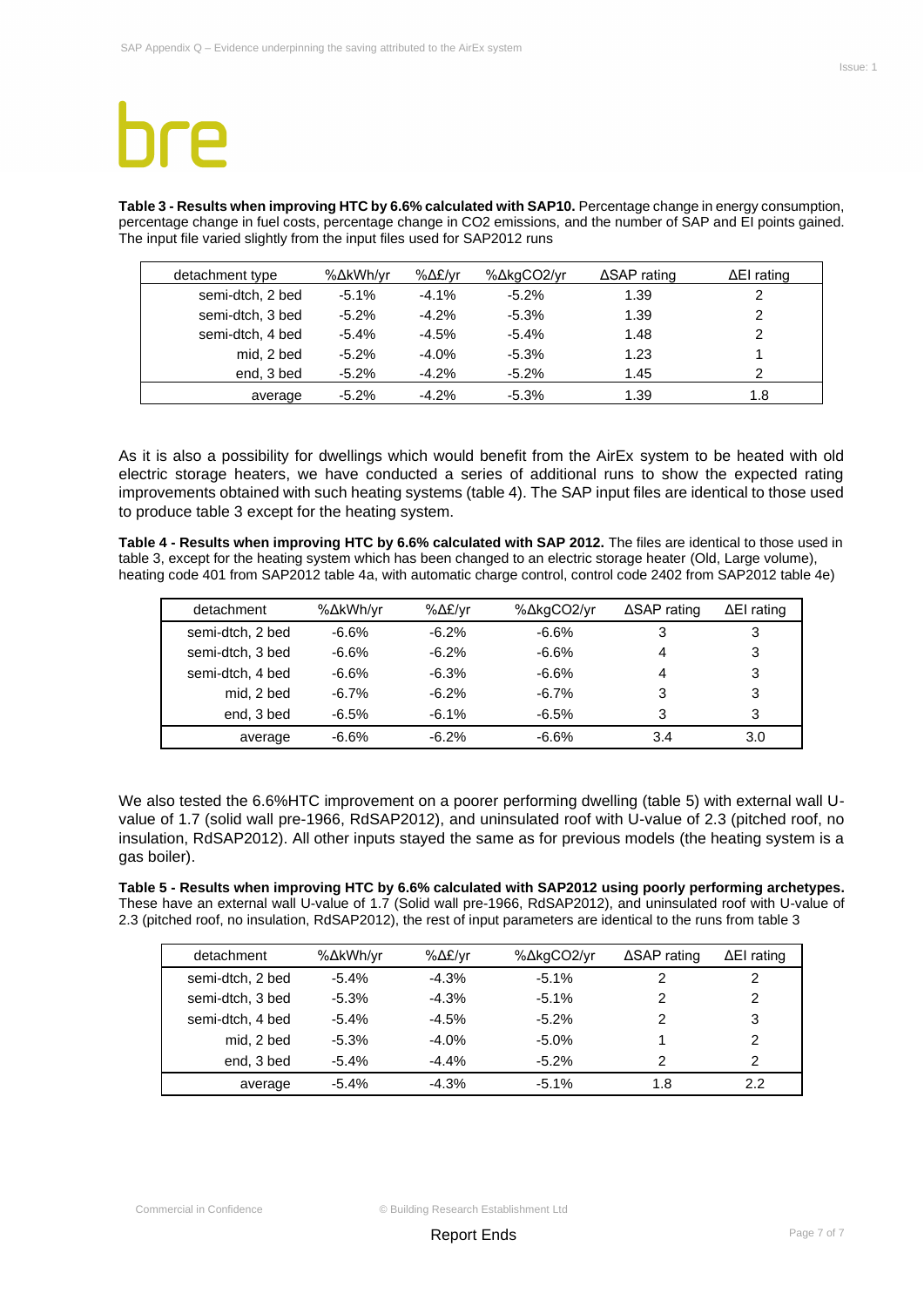**Table 3 - Results when improving HTC by 6.6% calculated with SAP10.** Percentage change in energy consumption, percentage change in fuel costs, percentage change in CO2 emissions, and the number of SAP and EI points gained. The input file varied slightly from the input files used for SAP2012 runs

| detachment type | %ΔkWh/yr | %Δ£/yr | %ΔkgCO2/yr | ΔSAP rating | ΔEI rating |
|---|---|---|---|---|---|
| semi-dtch, 2 bed | -5.1% | -4.1% | -5.2% | 1.39 | 2 |
| semi-dtch, 3 bed | -5.2% | -4.2% | -5.3% | 1.39 | 2 |
| semi-dtch, 4 bed | -5.4% | -4.5% | -5.4% | 1.48 | 2 |
| mid, 2 bed | -5.2% | -4.0% | -5.3% | 1.23 | 1 |
| end, 3 bed | -5.2% | -4.2% | -5.2% | 1.45 | 2 |
| average | -5.2% | -4.2% | -5.3% | 1.39 | 1.8 |

As it is also a possibility for dwellings which would benefit from the AirEx system to be heated with old electric storage heaters, we have conducted a series of additional runs to show the expected rating improvements obtained with such heating systems (table 4). The SAP input files are identical to those used to produce table 3 except for the heating system.

**Table 4 - Results when improving HTC by 6.6% calculated with SAP 2012.** The files are identical to those used in table 3, except for the heating system which has been changed to an electric storage heater (Old, Large volume), heating code 401 from SAP2012 table 4a, with automatic charge control, control code 2402 from SAP2012 table 4e)

| detachment | %ΔkWh/yr | %Δ£/yr | %ΔkgCO2/yr | ΔSAP rating | ΔEI rating |
|---|---|---|---|---|---|
| semi-dtch, 2 bed | -6.6% | -6.2% | -6.6% | 3 | 3 |
| semi-dtch, 3 bed | -6.6% | -6.2% | -6.6% | 4 | 3 |
| semi-dtch, 4 bed | -6.6% | -6.3% | -6.6% | 4 | 3 |
| mid, 2 bed | -6.7% | -6.2% | -6.7% | 3 | 3 |
| end, 3 bed | -6.5% | -6.1% | -6.5% | 3 | 3 |
| average | -6.6% | -6.2% | -6.6% | 3.4 | 3.0 |

We also tested the 6.6%HTC improvement on a poorer performing dwelling (table 5) with external wall U-value of 1.7 (solid wall pre-1966, RdSAP2012), and uninsulated roof with U-value of 2.3 (pitched roof, no insulation, RdSAP2012). All other inputs stayed the same as for previous models (the heating system is a gas boiler).

**Table 5 - Results when improving HTC by 6.6% calculated with SAP2012 using poorly performing archetypes.** These have an external wall U-value of 1.7 (Solid wall pre-1966, RdSAP2012), and uninsulated roof with U-value of 2.3 (pitched roof, no insulation, RdSAP2012), the rest of input parameters are identical to the runs from table 3

| detachment | %ΔkWh/yr | %Δ£/yr | %ΔkgCO2/yr | ΔSAP rating | ΔEI rating |
|---|---|---|---|---|---|
| semi-dtch, 2 bed | -5.4% | -4.3% | -5.1% | 2 | 2 |
| semi-dtch, 3 bed | -5.3% | -4.3% | -5.1% | 2 | 2 |
| semi-dtch, 4 bed | -5.4% | -4.5% | -5.2% | 2 | 3 |
| mid, 2 bed | -5.3% | -4.0% | -5.0% | 1 | 2 |
| end, 3 bed | -5.4% | -4.4% | -5.2% | 2 | 2 |
| average | -5.4% | -4.3% | -5.1% | 1.8 | 2.2 |

Report Ends